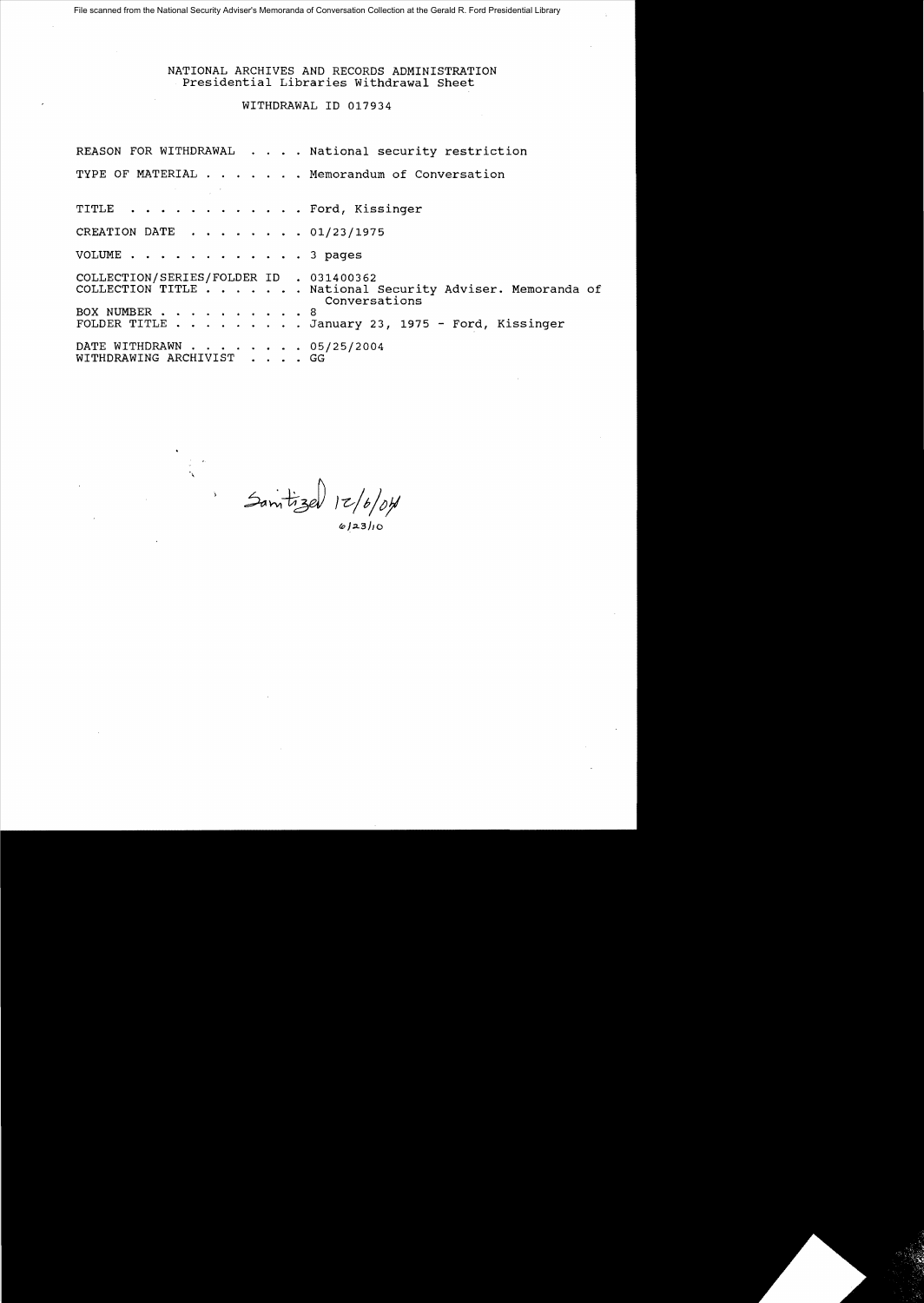File scanned from the National Security Adviser's Memoranda of Conversation Collection at the Gerald R. Ford Presidential Library

NATIONAL ARCHIVES AND RECORDS ADMINISTRATION
Presidential Libraries Withdrawal Sheet

WITHDRAWAL ID 017934

REASON FOR WITHDRAWAL . . . . National security restriction

TYPE OF MATERIAL . . . . . . . Memorandum of Conversation

TITLE . . . . . . . . . . . . Ford, Kissinger

CREATION DATE . . . . . . . . 01/23/1975

VOLUME . . . . . . . . . . . . 3 pages

COLLECTION/SERIES/FOLDER ID . 031400362
COLLECTION TITLE . . . . . . . National Security Adviser. Memoranda of Conversations
BOX NUMBER . . . . . . . . . . 8
FOLDER TITLE . . . . . . . . . January 23, 1975 - Ford, Kissinger

DATE WITHDRAWN . . . . . . . . 05/25/2004
WITHDRAWING ARCHIVIST . . . . GG

Sanitized 12/6/04
6/23/10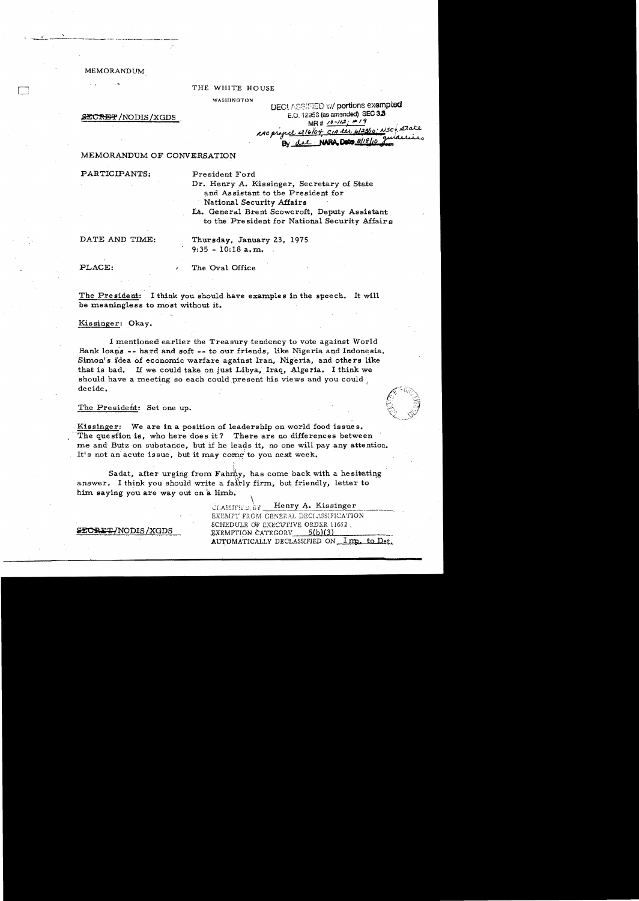MEMORANDUM

THE WHITE HOUSE

WASHINGTON

SECRET/NODIS/XGDS

DECLASSIFIED w/ portions exempted
E.O. 12958 (as amended) SEC 3.3
MR # 10-112; #19
RAC project 2/16/04 CIA ltr 6/23/10; NSC, State
By dal NARA, Date 8/18/10 guidelines

MEMORANDUM OF CONVERSATION

PARTICIPANTS:

President Ford
Dr. Henry A. Kissinger, Secretary of State and Assistant to the President for National Security Affairs
Lt. General Brent Scowcroft, Deputy Assistant to the President for National Security Affairs

DATE AND TIME:

Thursday, January 23, 1975
9:35 - 10:18 a.m.

PLACE:

The Oval Office

The President: I think you should have examples in the speech. It will be meaningless to most without it.

Kissinger: Okay.

I mentioned earlier the Treasury tendency to vote against World Bank loans -- hard and soft -- to our friends, like Nigeria and Indonesia. Simon's idea of economic warfare against Iran, Nigeria, and others like that is bad. If we could take on just Libya, Iraq, Algeria. I think we should have a meeting so each could present his views and you could decide.

The President: Set one up.

Kissinger: We are in a position of leadership on world food issues. The question is, who here does it? There are no differences between me and Butz on substance, but if he leads it, no one will pay any attention. It's not an acute issue, but it may come to you next week.

Sadat, after urging from Fahmy, has come back with a hesitating answer. I think you should write a fairly firm, but friendly, letter to him saying you are way out on a limb.

CLASSIFIED BY Henry A. Kissinger
EXEMPT FROM GENERAL DECLASSIFICATION SCHEDULE OF EXECUTIVE ORDER 11652
EXEMPTION CATEGORY 5(b)(3)
AUTOMATICALLY DECLASSIFIED ON Imp. to Det.

SECRET/NODIS/XGDS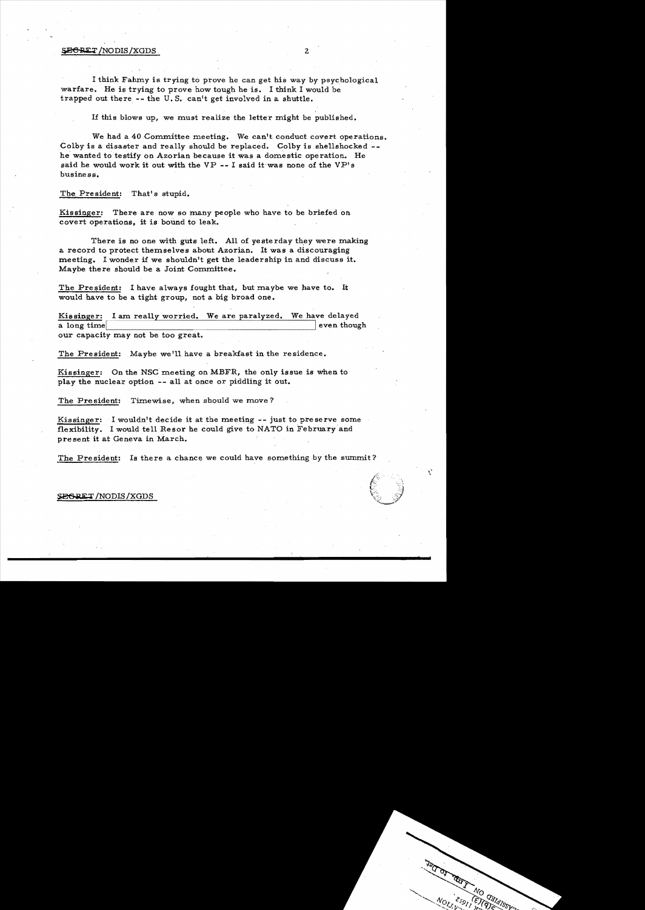I think Fahmy is trying to prove he can get his way by psychological warfare. He is trying to prove how tough he is. I think I would be trapped out there -- the U.S. can't get involved in a shuttle.

If this blows up, we must realize the letter might be published.

We had a 40 Committee meeting. We can't conduct covert operations. Colby is a disaster and really should be replaced. Colby is shellshocked -- he wanted to testify on Azorian because it was a domestic operation. He said he would work it out with the VP -- I said it was none of the VP's business.

The President: That's stupid.

Kissinger: There are now so many people who have to be briefed on covert operations, it is bound to leak.

There is no one with guts left. All of yesterday they were making a record to protect themselves about Azorian. It was a discouraging meeting. I wonder if we shouldn't get the leadership in and discuss it. Maybe there should be a Joint Committee.

The President: I have always fought that, but maybe we have to. It would have to be a tight group, not a big broad one.

Kissinger: I am really worried. We are paralyzed. We have delayed a long time [redacted] even though our capacity may not be too great.

The President: Maybe we'll have a breakfast in the residence.

Kissinger: On the NSC meeting on MBFR, the only issue is when to play the nuclear option -- all at once or piddling it out.

The President: Timewise, when should we move?

Kissinger: I wouldn't decide it at the meeting -- just to preserve some flexibility. I would tell Resor he could give to NATO in February and present it at Geneva in March.

The President: Is there a chance we could have something by the summit?

SECRET/NODIS/XGDS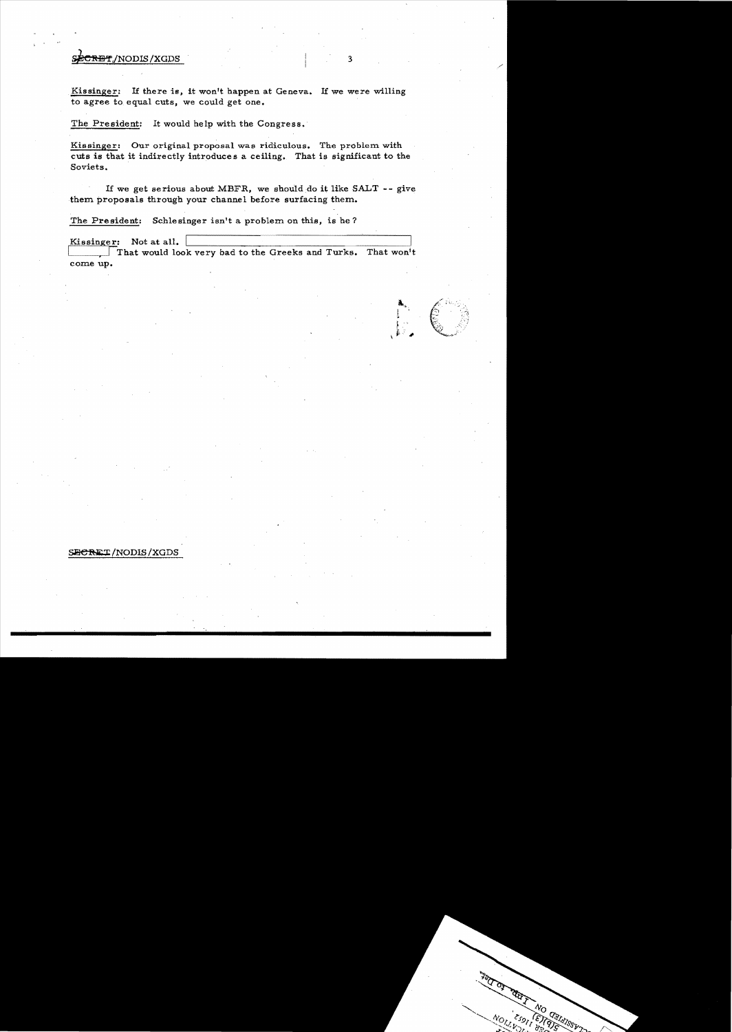Kissinger: If there is, it won't happen at Geneva. If we were willing to agree to equal cuts, we could get one.

The President: It would help with the Congress.

Kissinger: Our original proposal was ridiculous. The problem with cuts is that it indirectly introduces a ceiling. That is significant to the Soviets.

If we get serious about MBFR, we should do it like SALT -- give them proposals through your channel before surfacing them.

The President: Schlesinger isn't a problem on this, is he?

Kissinger: Not at all. [ ] That would look very bad to the Greeks and Turks. That won't come up.